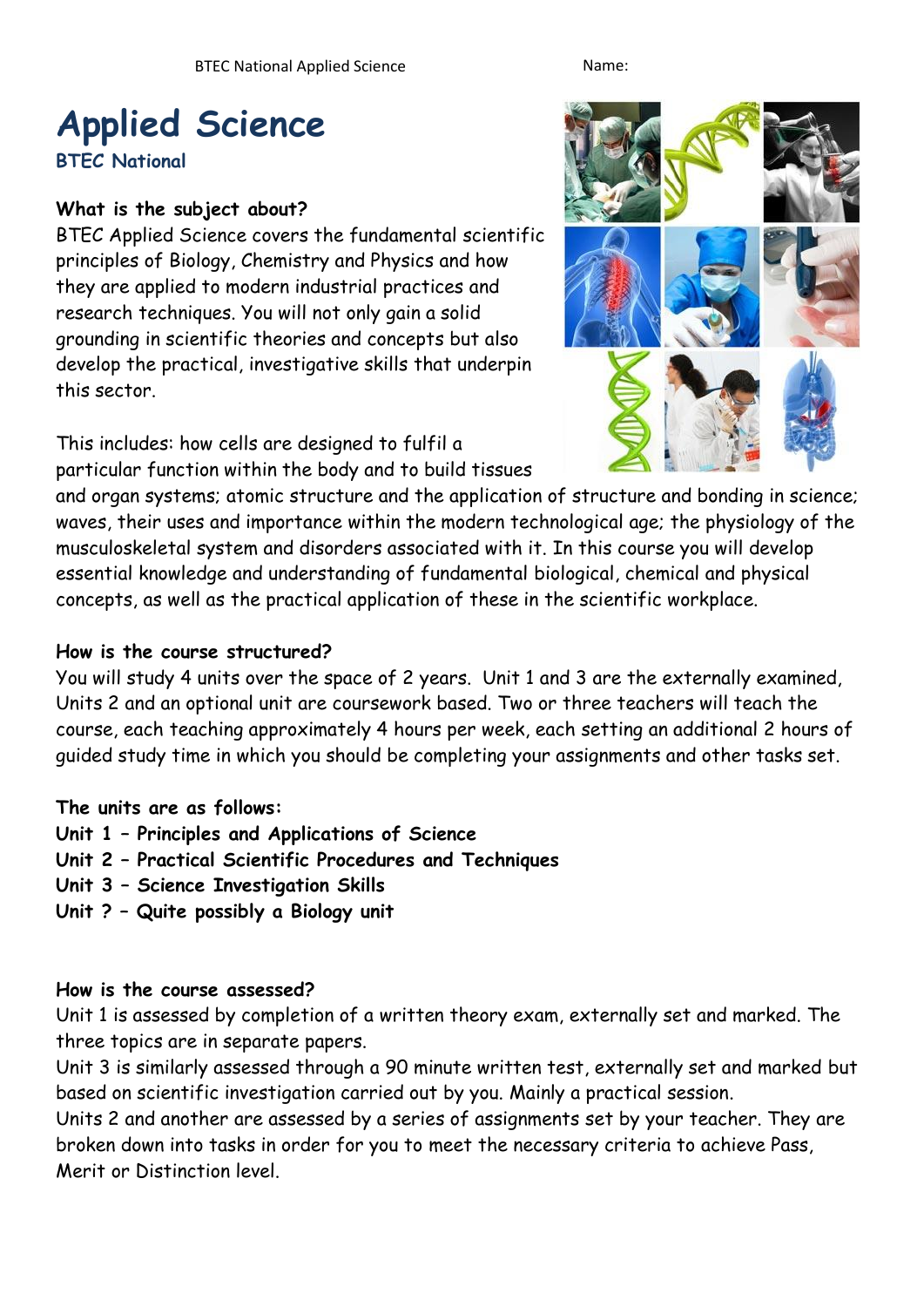Name:

# Applied Science

**BTEC National**

### What is the subject about?

BTEC Applied Science covers the fundamental scientific principles of Biology, Chemistry and Physics and how they are applied to modern industrial practices and research techniques. You will not only gain a solid grounding in scientific theories and concepts but also develop the practical, investigative skills that underpin this sector.

This includes: how cells are designed to fulfil a particular function within the body and to build tissues and organ systems; atomic structure and the application of structure and bonding in science; waves, their uses and importance within the modern technological age; the physiology of the musculoskeletal system and disorders associated with it. In this course you will develop essential knowledge and understanding of fundamental biological, chemical and physical concepts, as well as the practical application of these in the scientific workplace.

### How is the course structured?

You will study 4 units over the space of 2 years. Unit 1 and 3 are the externally examined, Units 2 and an optional unit are coursework based. Two or three teachers will teach the course, each teaching approximately 4 hours per week, each setting an additional 2 hours of guided study time in which you should be completing your assignments and other tasks set.

**The units are as follows:**

**Unit 1 – Principles and Applications of Science**
**Unit 2 – Practical Scientific Procedures and Techniques**
**Unit 3 – Science Investigation Skills**
**Unit ? – Quite possibly a Biology unit**

### How is the course assessed?

Unit 1 is assessed by completion of a written theory exam, externally set and marked. The three topics are in separate papers.
Unit 3 is similarly assessed through a 90 minute written test, externally set and marked but based on scientific investigation carried out by you. Mainly a practical session.
Units 2 and another are assessed by a series of assignments set by your teacher. They are broken down into tasks in order for you to meet the necessary criteria to achieve Pass, Merit or Distinction level.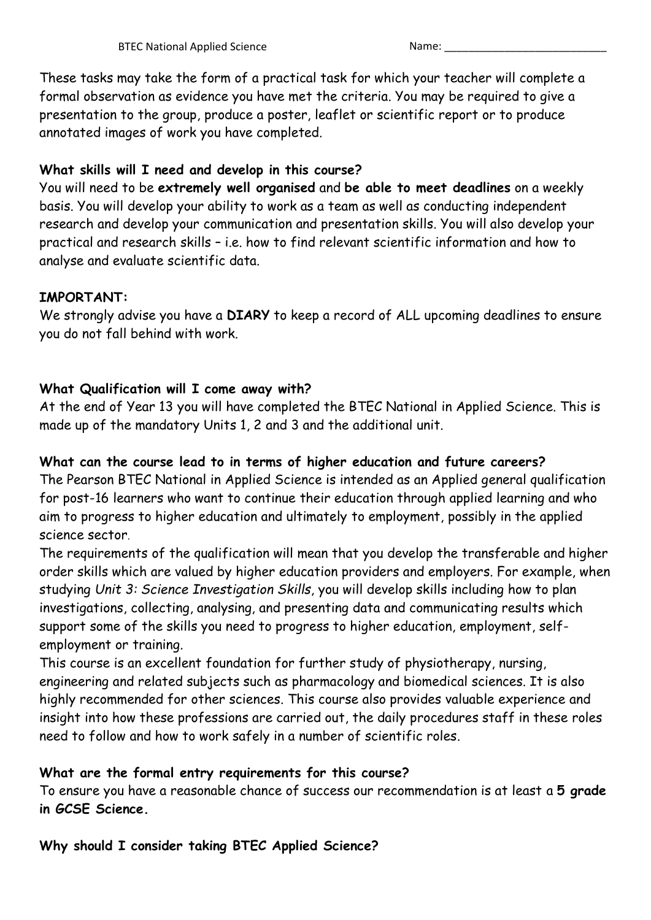These tasks may take the form of a practical task for which your teacher will complete a formal observation as evidence you have met the criteria. You may be required to give a presentation to the group, produce a poster, leaflet or scientific report or to produce annotated images of work you have completed.

**What skills will I need and develop in this course?**

You will need to be **extremely well organised** and **be able to meet deadlines** on a weekly basis. You will develop your ability to work as a team as well as conducting independent research and develop your communication and presentation skills. You will also develop your practical and research skills – i.e. how to find relevant scientific information and how to analyse and evaluate scientific data.

**IMPORTANT:**

We strongly advise you have a **DIARY** to keep a record of ALL upcoming deadlines to ensure you do not fall behind with work.

**What Qualification will I come away with?**

At the end of Year 13 you will have completed the BTEC National in Applied Science. This is made up of the mandatory Units 1, 2 and 3 and the additional unit.

**What can the course lead to in terms of higher education and future careers?**

The Pearson BTEC National in Applied Science is intended as an Applied general qualification for post-16 learners who want to continue their education through applied learning and who aim to progress to higher education and ultimately to employment, possibly in the applied science sector.

The requirements of the qualification will mean that you develop the transferable and higher order skills which are valued by higher education providers and employers. For example, when studying *Unit 3: Science Investigation Skills*, you will develop skills including how to plan investigations, collecting, analysing, and presenting data and communicating results which support some of the skills you need to progress to higher education, employment, self-employment or training.

This course is an excellent foundation for further study of physiotherapy, nursing, engineering and related subjects such as pharmacology and biomedical sciences. It is also highly recommended for other sciences. This course also provides valuable experience and insight into how these professions are carried out, the daily procedures staff in these roles need to follow and how to work safely in a number of scientific roles.

**What are the formal entry requirements for this course?**

To ensure you have a reasonable chance of success our recommendation is at least a **5 grade in GCSE Science.**

**Why should I consider taking BTEC Applied Science?**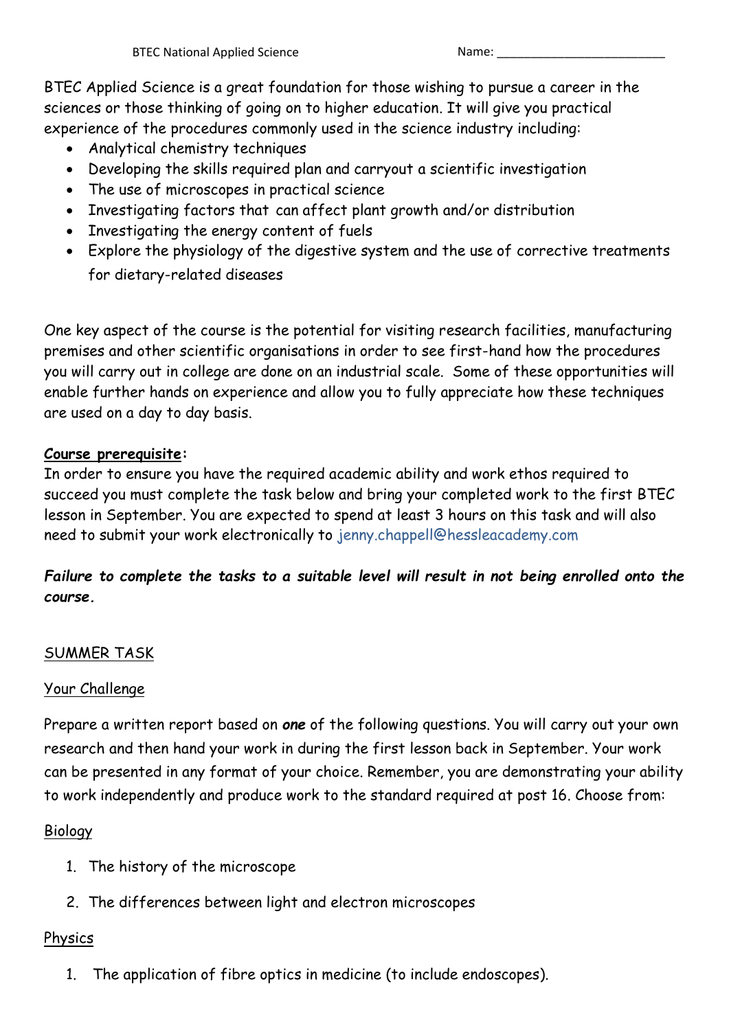BTEC National Applied Science

Name: ________________________

BTEC Applied Science is a great foundation for those wishing to pursue a career in the sciences or those thinking of going on to higher education. It will give you practical experience of the procedures commonly used in the science industry including:

- Analytical chemistry techniques
- Developing the skills required plan and carryout a scientific investigation
- The use of microscopes in practical science
- Investigating factors that can affect plant growth and/or distribution
- Investigating the energy content of fuels
- Explore the physiology of the digestive system and the use of corrective treatments for dietary-related diseases

One key aspect of the course is the potential for visiting research facilities, manufacturing premises and other scientific organisations in order to see first-hand how the procedures you will carry out in college are done on an industrial scale. Some of these opportunities will enable further hands on experience and allow you to fully appreciate how these techniques are used on a day to day basis.

**Course prerequisite:**

In order to ensure you have the required academic ability and work ethos required to succeed you must complete the task below and bring your completed work to the first BTEC lesson in September. You are expected to spend at least 3 hours on this task and will also need to submit your work electronically to jenny.chappell@hessleacademy.com

***Failure to complete the tasks to a suitable level will result in not being enrolled onto the course.***

## SUMMER TASK

### Your Challenge

Prepare a written report based on ***one*** of the following questions. You will carry out your own research and then hand your work in during the first lesson back in September. Your work can be presented in any format of your choice. Remember, you are demonstrating your ability to work independently and produce work to the standard required at post 16. Choose from:

### Biology

1. The history of the microscope
2. The differences between light and electron microscopes

### Physics

1. The application of fibre optics in medicine (to include endoscopes).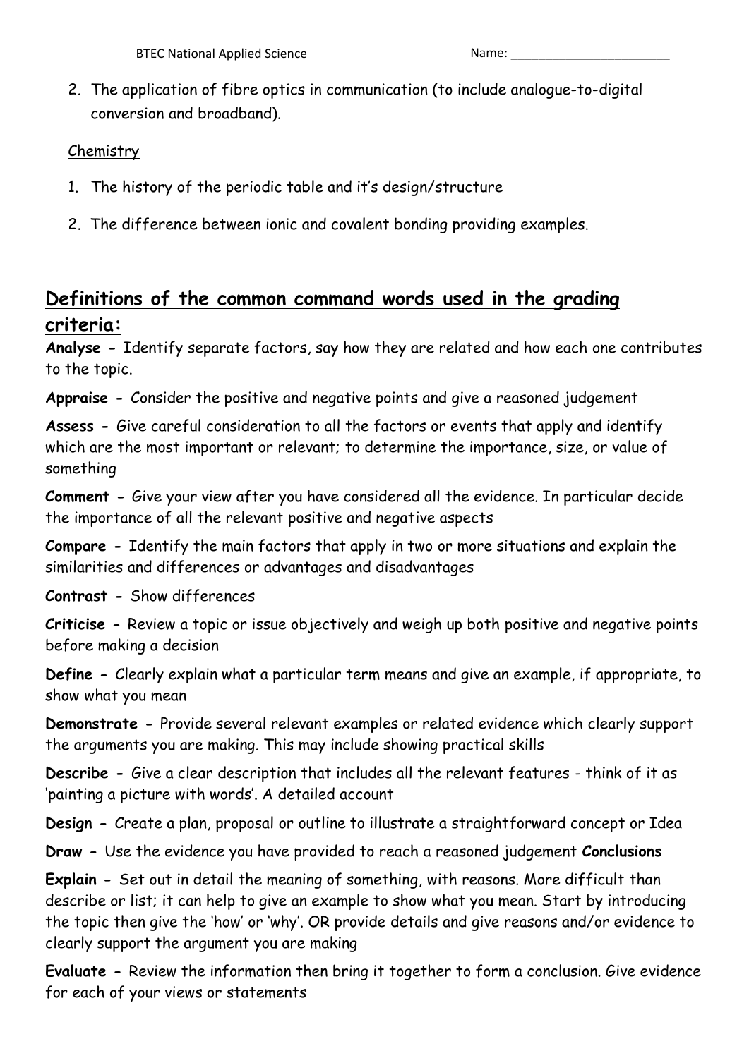2. The application of fibre optics in communication (to include analogue-to-digital conversion and broadband).

Chemistry

1. The history of the periodic table and it's design/structure

2. The difference between ionic and covalent bonding providing examples.

## Definitions of the common command words used in the grading criteria:

**Analyse -** Identify separate factors, say how they are related and how each one contributes to the topic.

**Appraise -** Consider the positive and negative points and give a reasoned judgement

**Assess -** Give careful consideration to all the factors or events that apply and identify which are the most important or relevant; to determine the importance, size, or value of something

**Comment -** Give your view after you have considered all the evidence. In particular decide the importance of all the relevant positive and negative aspects

**Compare -** Identify the main factors that apply in two or more situations and explain the similarities and differences or advantages and disadvantages

**Contrast -** Show differences

**Criticise -** Review a topic or issue objectively and weigh up both positive and negative points before making a decision

**Define -** Clearly explain what a particular term means and give an example, if appropriate, to show what you mean

**Demonstrate -** Provide several relevant examples or related evidence which clearly support the arguments you are making. This may include showing practical skills

**Describe -** Give a clear description that includes all the relevant features - think of it as 'painting a picture with words'. A detailed account

**Design -** Create a plan, proposal or outline to illustrate a straightforward concept or Idea

**Draw -** Use the evidence you have provided to reach a reasoned judgement **Conclusions**

**Explain -** Set out in detail the meaning of something, with reasons. More difficult than describe or list; it can help to give an example to show what you mean. Start by introducing the topic then give the 'how' or 'why'. OR provide details and give reasons and/or evidence to clearly support the argument you are making

**Evaluate -** Review the information then bring it together to form a conclusion. Give evidence for each of your views or statements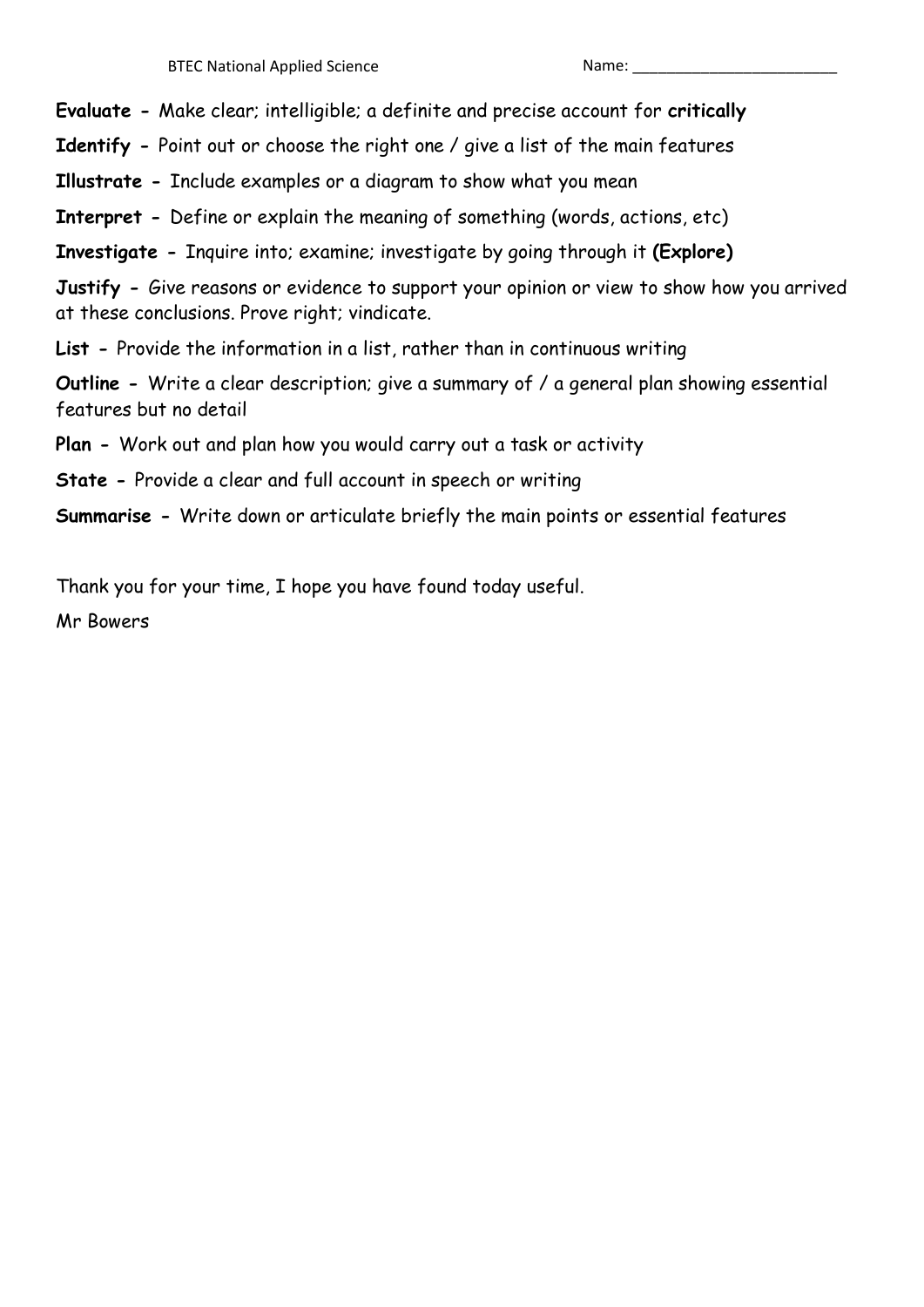**Evaluate -** Make clear; intelligible; a definite and precise account for **critically**

**Identify -** Point out or choose the right one / give a list of the main features

**Illustrate -** Include examples or a diagram to show what you mean

**Interpret -** Define or explain the meaning of something (words, actions, etc)

**Investigate -** Inquire into; examine; investigate by going through it **(Explore)**

**Justify -** Give reasons or evidence to support your opinion or view to show how you arrived at these conclusions. Prove right; vindicate.

**List -** Provide the information in a list, rather than in continuous writing

**Outline -** Write a clear description; give a summary of / a general plan showing essential features but no detail

**Plan -** Work out and plan how you would carry out a task or activity

**State -** Provide a clear and full account in speech or writing

**Summarise -** Write down or articulate briefly the main points or essential features

Thank you for your time, I hope you have found today useful.

Mr Bowers